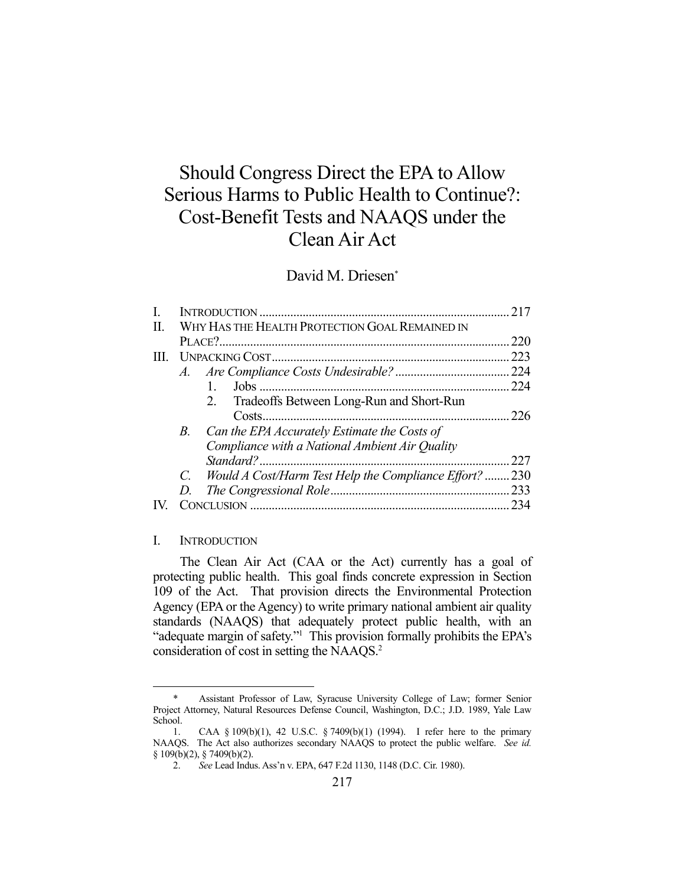# Should Congress Direct the EPA to Allow Serious Harms to Public Health to Continue?: Cost-Benefit Tests and NAAQS under the Clean Air Act

David M. Driesen*

| | | | Page |
|---|---|---|---|
| I. | INTRODUCTION | | 217 |
| II. | WHY HAS THE HEALTH PROTECTION GOAL REMAINED IN PLACE? | | 220 |
| III. | UNPACKING COST | | 223 |
| | *A.* | *Are Compliance Costs Undesirable?* | 224 |
| | | 1. Jobs | 224 |
| | | 2. Tradeoffs Between Long-Run and Short-Run Costs | 226 |
| | *B.* | *Can the EPA Accurately Estimate the Costs of Compliance with a National Ambient Air Quality Standard?* | 227 |
| | *C.* | *Would A Cost/Harm Test Help the Compliance Effort?* | 230 |
| | *D.* | *The Congressional Role* | 233 |
| IV. | CONCLUSION | | 234 |

## I. INTRODUCTION

The Clean Air Act (CAA or the Act) currently has a goal of protecting public health. This goal finds concrete expression in Section 109 of the Act. That provision directs the Environmental Protection Agency (EPA or the Agency) to write primary national ambient air quality standards (NAAQS) that adequately protect public health, with an "adequate margin of safety."[1] This provision formally prohibits the EPA's consideration of cost in setting the NAAQS.[2]

---

\* Assistant Professor of Law, Syracuse University College of Law; former Senior Project Attorney, Natural Resources Defense Council, Washington, D.C.; J.D. 1989, Yale Law School.

1. CAA § 109(b)(1), 42 U.S.C. § 7409(b)(1) (1994). I refer here to the primary NAAQS. The Act also authorizes secondary NAAQS to protect the public welfare. *See id.* § 109(b)(2), § 7409(b)(2).

2. *See* Lead Indus. Ass'n v. EPA, 647 F.2d 1130, 1148 (D.C. Cir. 1980).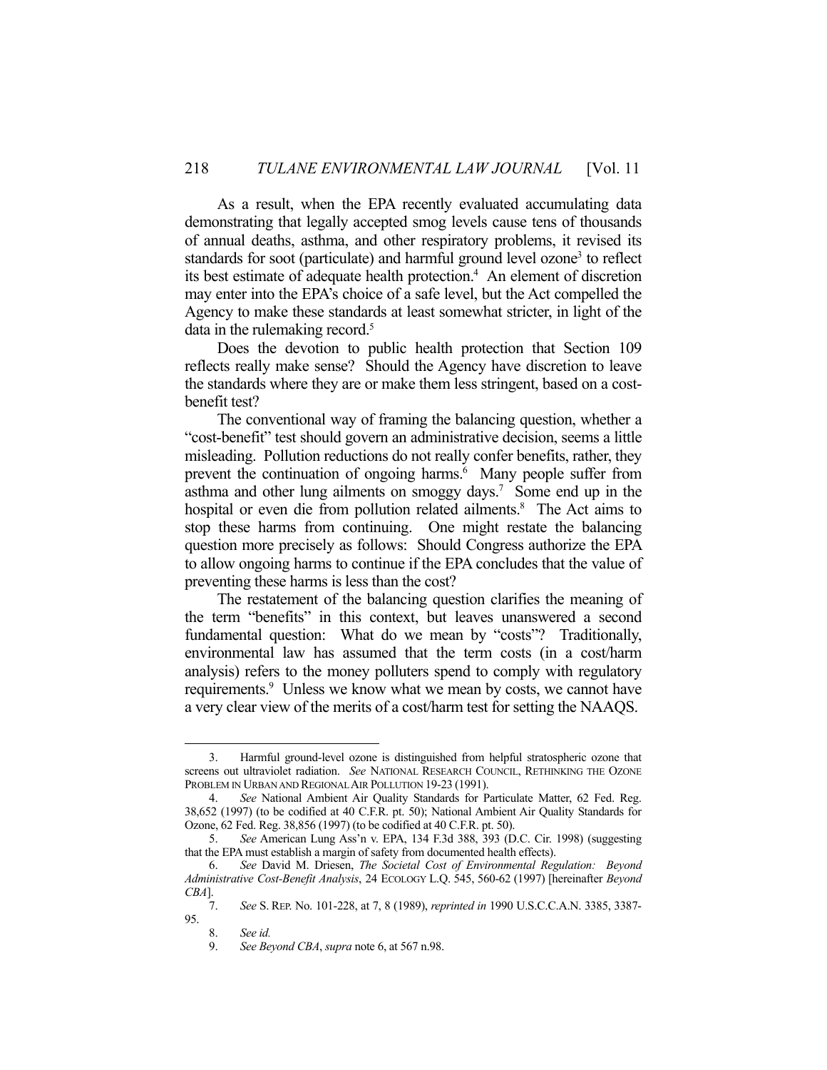As a result, when the EPA recently evaluated accumulating data demonstrating that legally accepted smog levels cause tens of thousands of annual deaths, asthma, and other respiratory problems, it revised its standards for soot (particulate) and harmful ground level ozone[3] to reflect its best estimate of adequate health protection.[4] An element of discretion may enter into the EPA's choice of a safe level, but the Act compelled the Agency to make these standards at least somewhat stricter, in light of the data in the rulemaking record.[5]

Does the devotion to public health protection that Section 109 reflects really make sense? Should the Agency have discretion to leave the standards where they are or make them less stringent, based on a cost-benefit test?

The conventional way of framing the balancing question, whether a "cost-benefit" test should govern an administrative decision, seems a little misleading. Pollution reductions do not really confer benefits, rather, they prevent the continuation of ongoing harms.[6] Many people suffer from asthma and other lung ailments on smoggy days.[7] Some end up in the hospital or even die from pollution related ailments.[8] The Act aims to stop these harms from continuing. One might restate the balancing question more precisely as follows: Should Congress authorize the EPA to allow ongoing harms to continue if the EPA concludes that the value of preventing these harms is less than the cost?

The restatement of the balancing question clarifies the meaning of the term "benefits" in this context, but leaves unanswered a second fundamental question: What do we mean by "costs"? Traditionally, environmental law has assumed that the term costs (in a cost/harm analysis) refers to the money polluters spend to comply with regulatory requirements.[9] Unless we know what we mean by costs, we cannot have a very clear view of the merits of a cost/harm test for setting the NAAQS.

---

3. Harmful ground-level ozone is distinguished from helpful stratospheric ozone that screens out ultraviolet radiation. *See* NATIONAL RESEARCH COUNCIL, RETHINKING THE OZONE PROBLEM IN URBAN AND REGIONAL AIR POLLUTION 19-23 (1991).

4. *See* National Ambient Air Quality Standards for Particulate Matter, 62 Fed. Reg. 38,652 (1997) (to be codified at 40 C.F.R. pt. 50); National Ambient Air Quality Standards for Ozone, 62 Fed. Reg. 38,856 (1997) (to be codified at 40 C.F.R. pt. 50).

5. *See* American Lung Ass'n v. EPA, 134 F.3d 388, 393 (D.C. Cir. 1998) (suggesting that the EPA must establish a margin of safety from documented health effects).

6. *See* David M. Driesen, *The Societal Cost of Environmental Regulation: Beyond Administrative Cost-Benefit Analysis*, 24 ECOLOGY L.Q. 545, 560-62 (1997) [hereinafter *Beyond CBA*].

7. *See* S. REP. No. 101-228, at 7, 8 (1989), *reprinted in* 1990 U.S.C.C.A.N. 3385, 3387-95.

8. *See id.*

9. *See Beyond CBA*, *supra* note 6, at 567 n.98.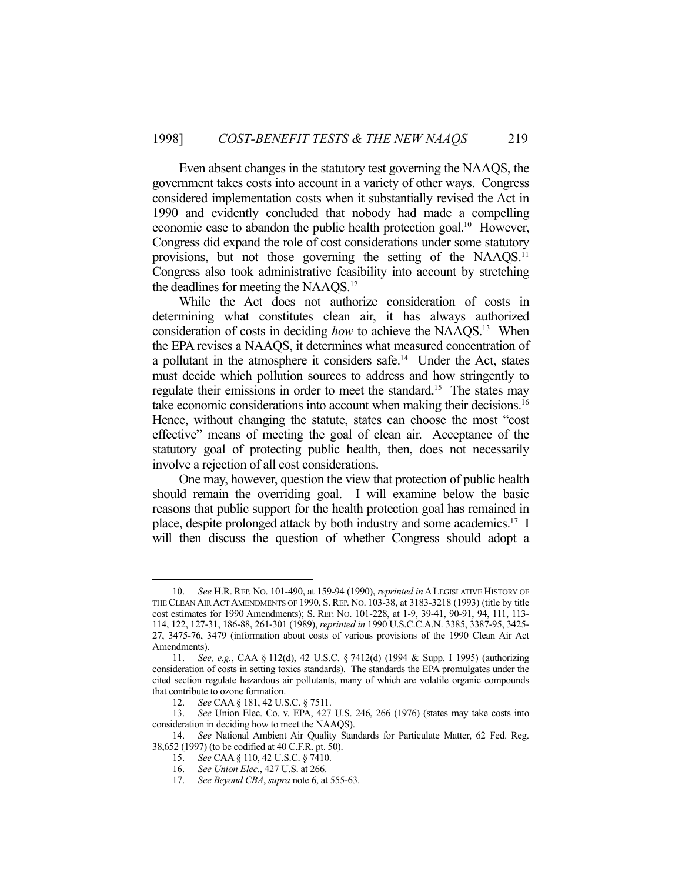Even absent changes in the statutory test governing the NAAQS, the government takes costs into account in a variety of other ways. Congress considered implementation costs when it substantially revised the Act in 1990 and evidently concluded that nobody had made a compelling economic case to abandon the public health protection goal.[10] However, Congress did expand the role of cost considerations under some statutory provisions, but not those governing the setting of the NAAQS.[11] Congress also took administrative feasibility into account by stretching the deadlines for meeting the NAAQS.[12]

While the Act does not authorize consideration of costs in determining what constitutes clean air, it has always authorized consideration of costs in deciding *how* to achieve the NAAQS.[13] When the EPA revises a NAAQS, it determines what measured concentration of a pollutant in the atmosphere it considers safe.[14] Under the Act, states must decide which pollution sources to address and how stringently to regulate their emissions in order to meet the standard.[15] The states may take economic considerations into account when making their decisions.[16] Hence, without changing the statute, states can choose the most "cost effective" means of meeting the goal of clean air. Acceptance of the statutory goal of protecting public health, then, does not necessarily involve a rejection of all cost considerations.

One may, however, question the view that protection of public health should remain the overriding goal. I will examine below the basic reasons that public support for the health protection goal has remained in place, despite prolonged attack by both industry and some academics.[17] I will then discuss the question of whether Congress should adopt a

---

10. *See* H.R. REP. NO. 101-490, at 159-94 (1990), *reprinted in* A LEGISLATIVE HISTORY OF THE CLEAN AIR ACT AMENDMENTS OF 1990, S. REP. NO. 103-38, at 3183-3218 (1993) (title by title cost estimates for 1990 Amendments); S. REP. NO. 101-228, at 1-9, 39-41, 90-91, 94, 111, 113-114, 122, 127-31, 186-88, 261-301 (1989), *reprinted in* 1990 U.S.C.C.A.N. 3385, 3387-95, 3425-27, 3475-76, 3479 (information about costs of various provisions of the 1990 Clean Air Act Amendments).

11. *See, e.g.*, CAA § 112(d), 42 U.S.C. § 7412(d) (1994 & Supp. I 1995) (authorizing consideration of costs in setting toxics standards). The standards the EPA promulgates under the cited section regulate hazardous air pollutants, many of which are volatile organic compounds that contribute to ozone formation.

12. *See* CAA § 181, 42 U.S.C. § 7511.

13. *See* Union Elec. Co. v. EPA, 427 U.S. 246, 266 (1976) (states may take costs into consideration in deciding how to meet the NAAQS).

14. *See* National Ambient Air Quality Standards for Particulate Matter, 62 Fed. Reg. 38,652 (1997) (to be codified at 40 C.F.R. pt. 50).

15. *See* CAA § 110, 42 U.S.C. § 7410.

16. *See Union Elec.*, 427 U.S. at 266.

17. *See Beyond CBA*, *supra* note 6, at 555-63.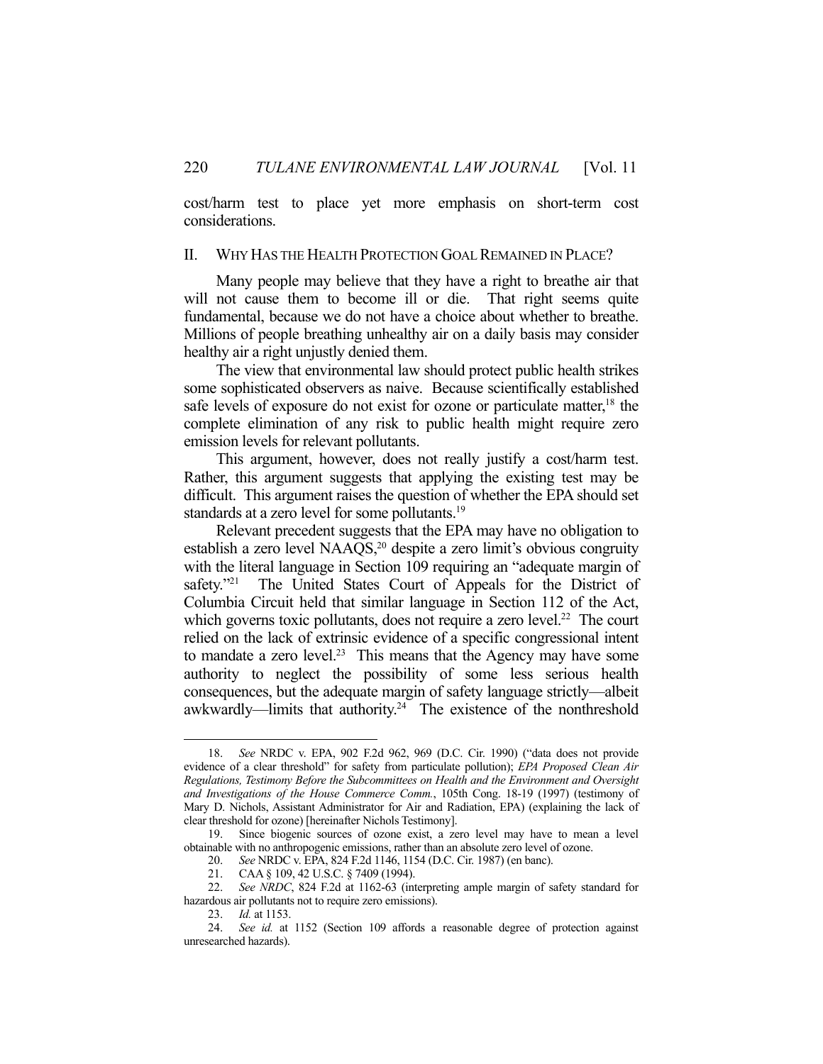cost/harm test to place yet more emphasis on short-term cost considerations.

## II. WHY HAS THE HEALTH PROTECTION GOAL REMAINED IN PLACE?

Many people may believe that they have a right to breathe air that will not cause them to become ill or die. That right seems quite fundamental, because we do not have a choice about whether to breathe. Millions of people breathing unhealthy air on a daily basis may consider healthy air a right unjustly denied them.

The view that environmental law should protect public health strikes some sophisticated observers as naive. Because scientifically established safe levels of exposure do not exist for ozone or particulate matter,[18] the complete elimination of any risk to public health might require zero emission levels for relevant pollutants.

This argument, however, does not really justify a cost/harm test. Rather, this argument suggests that applying the existing test may be difficult. This argument raises the question of whether the EPA should set standards at a zero level for some pollutants.[19]

Relevant precedent suggests that the EPA may have no obligation to establish a zero level NAAQS,[20] despite a zero limit's obvious congruity with the literal language in Section 109 requiring an "adequate margin of safety."[21] The United States Court of Appeals for the District of Columbia Circuit held that similar language in Section 112 of the Act, which governs toxic pollutants, does not require a zero level.[22] The court relied on the lack of extrinsic evidence of a specific congressional intent to mandate a zero level.[23] This means that the Agency may have some authority to neglect the possibility of some less serious health consequences, but the adequate margin of safety language strictly—albeit awkwardly—limits that authority.[24] The existence of the nonthreshold

---

18. *See* NRDC v. EPA, 902 F.2d 962, 969 (D.C. Cir. 1990) ("data does not provide evidence of a clear threshold" for safety from particulate pollution); *EPA Proposed Clean Air Regulations, Testimony Before the Subcommittees on Health and the Environment and Oversight and Investigations of the House Commerce Comm.*, 105th Cong. 18-19 (1997) (testimony of Mary D. Nichols, Assistant Administrator for Air and Radiation, EPA) (explaining the lack of clear threshold for ozone) [hereinafter Nichols Testimony].

19. Since biogenic sources of ozone exist, a zero level may have to mean a level obtainable with no anthropogenic emissions, rather than an absolute zero level of ozone.

20. *See* NRDC v. EPA, 824 F.2d 1146, 1154 (D.C. Cir. 1987) (en banc).

21. CAA § 109, 42 U.S.C. § 7409 (1994).

22. *See NRDC*, 824 F.2d at 1162-63 (interpreting ample margin of safety standard for hazardous air pollutants not to require zero emissions).

23. *Id.* at 1153.

24. *See id.* at 1152 (Section 109 affords a reasonable degree of protection against unresearched hazards).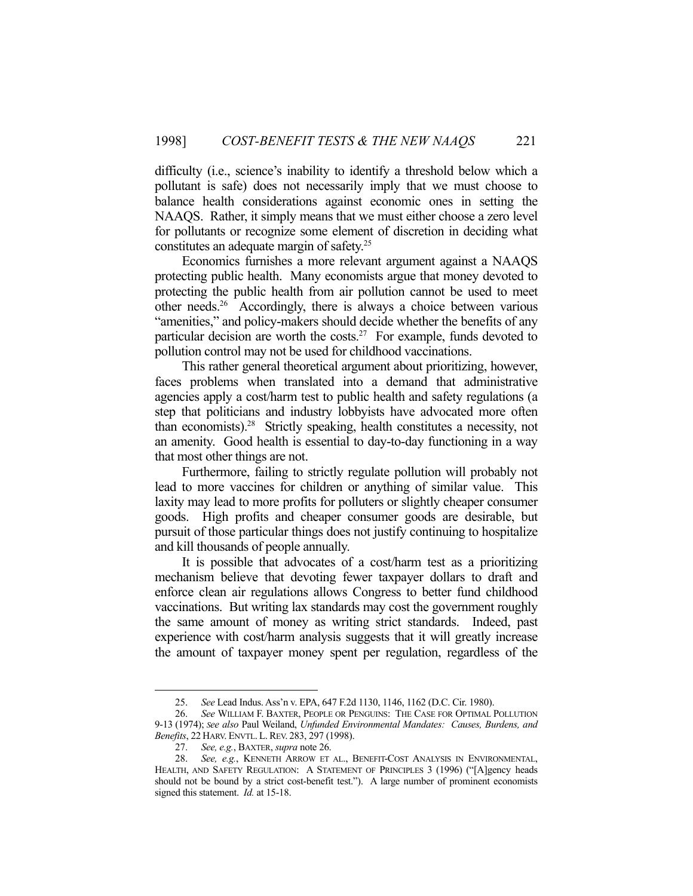difficulty (i.e., science's inability to identify a threshold below which a pollutant is safe) does not necessarily imply that we must choose to balance health considerations against economic ones in setting the NAAQS. Rather, it simply means that we must either choose a zero level for pollutants or recognize some element of discretion in deciding what constitutes an adequate margin of safety.[25]

Economics furnishes a more relevant argument against a NAAQS protecting public health. Many economists argue that money devoted to protecting the public health from air pollution cannot be used to meet other needs.[26] Accordingly, there is always a choice between various "amenities," and policy-makers should decide whether the benefits of any particular decision are worth the costs.[27] For example, funds devoted to pollution control may not be used for childhood vaccinations.

This rather general theoretical argument about prioritizing, however, faces problems when translated into a demand that administrative agencies apply a cost/harm test to public health and safety regulations (a step that politicians and industry lobbyists have advocated more often than economists).[28] Strictly speaking, health constitutes a necessity, not an amenity. Good health is essential to day-to-day functioning in a way that most other things are not.

Furthermore, failing to strictly regulate pollution will probably not lead to more vaccines for children or anything of similar value. This laxity may lead to more profits for polluters or slightly cheaper consumer goods. High profits and cheaper consumer goods are desirable, but pursuit of those particular things does not justify continuing to hospitalize and kill thousands of people annually.

It is possible that advocates of a cost/harm test as a prioritizing mechanism believe that devoting fewer taxpayer dollars to draft and enforce clean air regulations allows Congress to better fund childhood vaccinations. But writing lax standards may cost the government roughly the same amount of money as writing strict standards. Indeed, past experience with cost/harm analysis suggests that it will greatly increase the amount of taxpayer money spent per regulation, regardless of the

---

25. *See* Lead Indus. Ass'n v. EPA, 647 F.2d 1130, 1146, 1162 (D.C. Cir. 1980).

26. *See* WILLIAM F. BAXTER, PEOPLE OR PENGUINS: THE CASE FOR OPTIMAL POLLUTION 9-13 (1974); *see also* Paul Weiland, *Unfunded Environmental Mandates: Causes, Burdens, and Benefits*, 22 HARV. ENVTL. L. REV. 283, 297 (1998).

27. *See, e.g.*, BAXTER, *supra* note 26.

28. *See, e.g.*, KENNETH ARROW ET AL., BENEFIT-COST ANALYSIS IN ENVIRONMENTAL, HEALTH, AND SAFETY REGULATION: A STATEMENT OF PRINCIPLES 3 (1996) ("[A]gency heads should not be bound by a strict cost-benefit test."). A large number of prominent economists signed this statement. *Id.* at 15-18.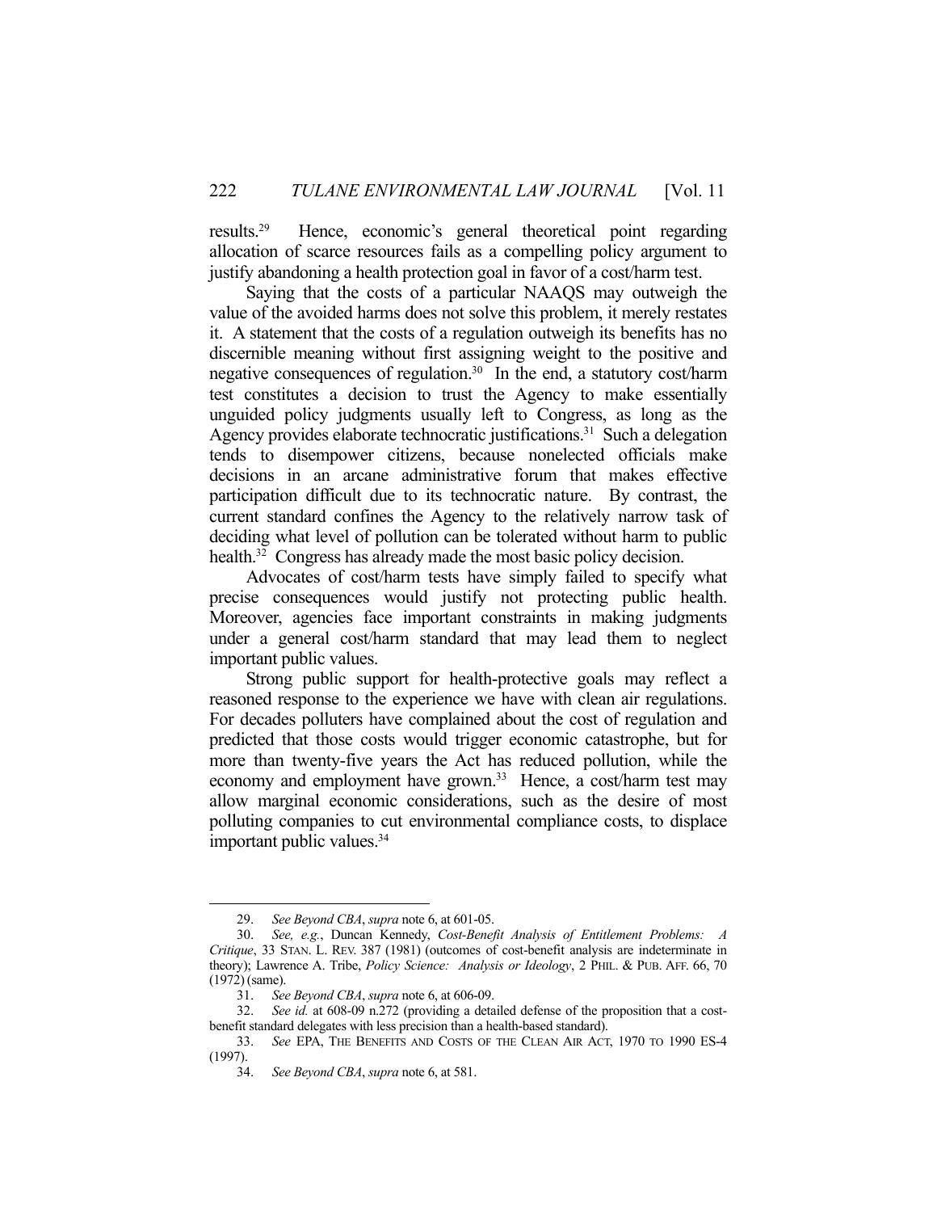results.[29] Hence, economic's general theoretical point regarding allocation of scarce resources fails as a compelling policy argument to justify abandoning a health protection goal in favor of a cost/harm test.

Saying that the costs of a particular NAAQS may outweigh the value of the avoided harms does not solve this problem, it merely restates it. A statement that the costs of a regulation outweigh its benefits has no discernible meaning without first assigning weight to the positive and negative consequences of regulation.[30] In the end, a statutory cost/harm test constitutes a decision to trust the Agency to make essentially unguided policy judgments usually left to Congress, as long as the Agency provides elaborate technocratic justifications.[31] Such a delegation tends to disempower citizens, because nonelected officials make decisions in an arcane administrative forum that makes effective participation difficult due to its technocratic nature. By contrast, the current standard confines the Agency to the relatively narrow task of deciding what level of pollution can be tolerated without harm to public health.[32] Congress has already made the most basic policy decision.

Advocates of cost/harm tests have simply failed to specify what precise consequences would justify not protecting public health. Moreover, agencies face important constraints in making judgments under a general cost/harm standard that may lead them to neglect important public values.

Strong public support for health-protective goals may reflect a reasoned response to the experience we have with clean air regulations. For decades polluters have complained about the cost of regulation and predicted that those costs would trigger economic catastrophe, but for more than twenty-five years the Act has reduced pollution, while the economy and employment have grown.[33] Hence, a cost/harm test may allow marginal economic considerations, such as the desire of most polluting companies to cut environmental compliance costs, to displace important public values.[34]

---

29. *See Beyond CBA*, *supra* note 6, at 601-05.

30. *See, e.g.*, Duncan Kennedy, *Cost-Benefit Analysis of Entitlement Problems: A Critique*, 33 STAN. L. REV. 387 (1981) (outcomes of cost-benefit analysis are indeterminate in theory); Lawrence A. Tribe, *Policy Science: Analysis or Ideology*, 2 PHIL. & PUB. AFF. 66, 70 (1972) (same).

31. *See Beyond CBA*, *supra* note 6, at 606-09.

32. *See id.* at 608-09 n.272 (providing a detailed defense of the proposition that a cost-benefit standard delegates with less precision than a health-based standard).

33. *See* EPA, THE BENEFITS AND COSTS OF THE CLEAN AIR ACT, 1970 TO 1990 ES-4 (1997).

34. *See Beyond CBA*, *supra* note 6, at 581.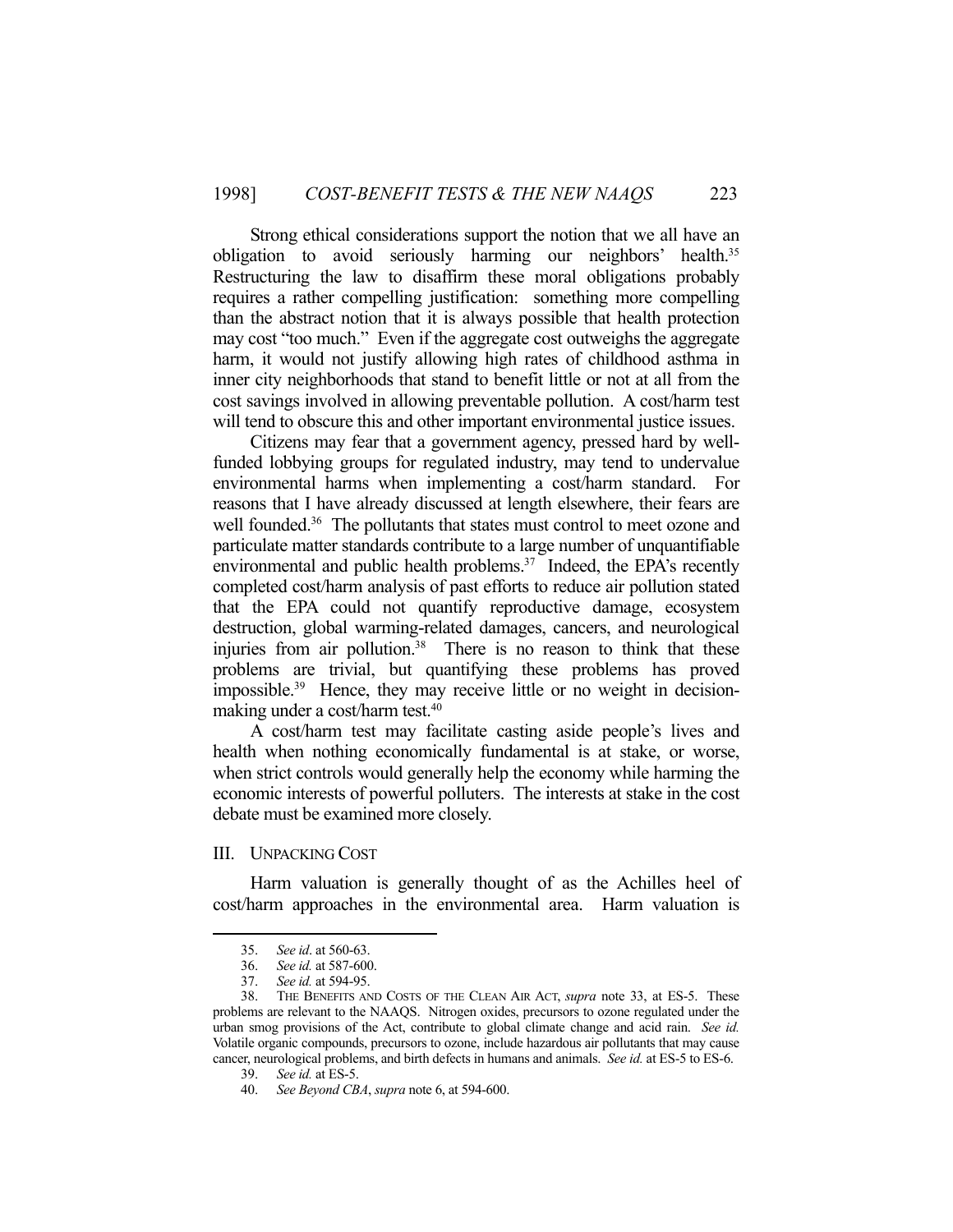Strong ethical considerations support the notion that we all have an obligation to avoid seriously harming our neighbors' health.[35] Restructuring the law to disaffirm these moral obligations probably requires a rather compelling justification: something more compelling than the abstract notion that it is always possible that health protection may cost "too much." Even if the aggregate cost outweighs the aggregate harm, it would not justify allowing high rates of childhood asthma in inner city neighborhoods that stand to benefit little or not at all from the cost savings involved in allowing preventable pollution. A cost/harm test will tend to obscure this and other important environmental justice issues.

Citizens may fear that a government agency, pressed hard by well-funded lobbying groups for regulated industry, may tend to undervalue environmental harms when implementing a cost/harm standard. For reasons that I have already discussed at length elsewhere, their fears are well founded.[36] The pollutants that states must control to meet ozone and particulate matter standards contribute to a large number of unquantifiable environmental and public health problems.[37] Indeed, the EPA's recently completed cost/harm analysis of past efforts to reduce air pollution stated that the EPA could not quantify reproductive damage, ecosystem destruction, global warming-related damages, cancers, and neurological injuries from air pollution.[38] There is no reason to think that these problems are trivial, but quantifying these problems has proved impossible.[39] Hence, they may receive little or no weight in decision-making under a cost/harm test.[40]

A cost/harm test may facilitate casting aside people's lives and health when nothing economically fundamental is at stake, or worse, when strict controls would generally help the economy while harming the economic interests of powerful polluters. The interests at stake in the cost debate must be examined more closely.

## III. UNPACKING COST

Harm valuation is generally thought of as the Achilles heel of cost/harm approaches in the environmental area. Harm valuation is

---

35. *See id*. at 560-63.

36. *See id.* at 587-600.

37. *See id.* at 594-95.

38. THE BENEFITS AND COSTS OF THE CLEAN AIR ACT, *supra* note 33, at ES-5. These problems are relevant to the NAAQS. Nitrogen oxides, precursors to ozone regulated under the urban smog provisions of the Act, contribute to global climate change and acid rain. *See id.* Volatile organic compounds, precursors to ozone, include hazardous air pollutants that may cause cancer, neurological problems, and birth defects in humans and animals. *See id.* at ES-5 to ES-6.

39. *See id.* at ES-5.

40. *See Beyond CBA*, *supra* note 6, at 594-600.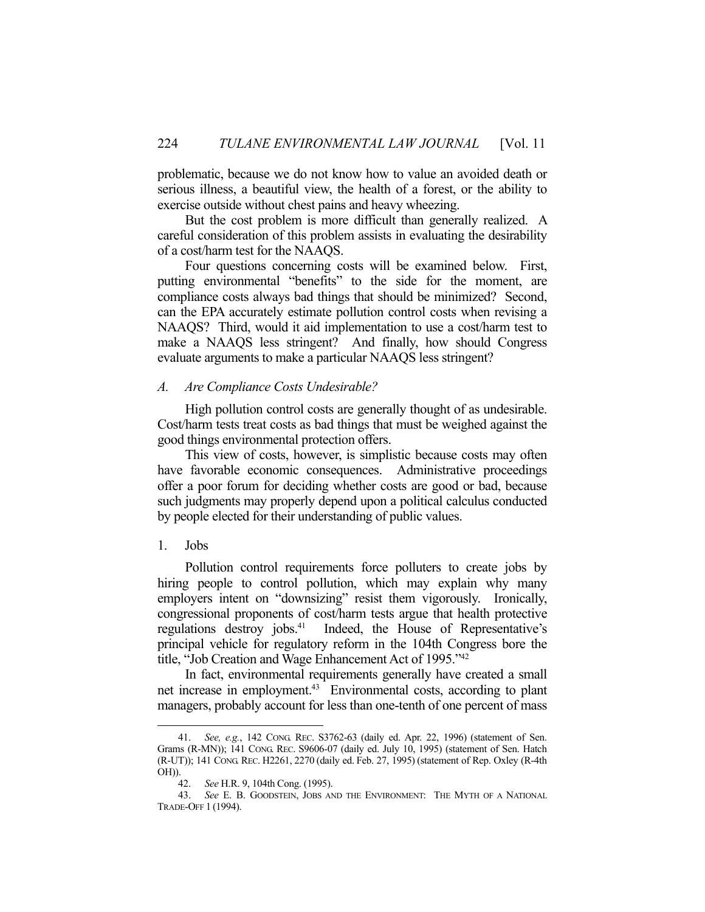problematic, because we do not know how to value an avoided death or serious illness, a beautiful view, the health of a forest, or the ability to exercise outside without chest pains and heavy wheezing.

But the cost problem is more difficult than generally realized. A careful consideration of this problem assists in evaluating the desirability of a cost/harm test for the NAAQS.

Four questions concerning costs will be examined below. First, putting environmental "benefits" to the side for the moment, are compliance costs always bad things that should be minimized? Second, can the EPA accurately estimate pollution control costs when revising a NAAQS? Third, would it aid implementation to use a cost/harm test to make a NAAQS less stringent? And finally, how should Congress evaluate arguments to make a particular NAAQS less stringent?

### *A. Are Compliance Costs Undesirable?*

High pollution control costs are generally thought of as undesirable. Cost/harm tests treat costs as bad things that must be weighed against the good things environmental protection offers.

This view of costs, however, is simplistic because costs may often have favorable economic consequences. Administrative proceedings offer a poor forum for deciding whether costs are good or bad, because such judgments may properly depend upon a political calculus conducted by people elected for their understanding of public values.

#### 1. Jobs

Pollution control requirements force polluters to create jobs by hiring people to control pollution, which may explain why many employers intent on "downsizing" resist them vigorously. Ironically, congressional proponents of cost/harm tests argue that health protective regulations destroy jobs.[41] Indeed, the House of Representative's principal vehicle for regulatory reform in the 104th Congress bore the title, "Job Creation and Wage Enhancement Act of 1995."[42]

In fact, environmental requirements generally have created a small net increase in employment.[43] Environmental costs, according to plant managers, probably account for less than one-tenth of one percent of mass

---

41. *See, e.g.*, 142 CONG. REC. S3762-63 (daily ed. Apr. 22, 1996) (statement of Sen. Grams (R-MN)); 141 CONG. REC. S9606-07 (daily ed. July 10, 1995) (statement of Sen. Hatch (R-UT)); 141 CONG. REC. H2261, 2270 (daily ed. Feb. 27, 1995) (statement of Rep. Oxley (R-4th OH)).

42. *See* H.R. 9, 104th Cong. (1995).

43. *See* E. B. GOODSTEIN, JOBS AND THE ENVIRONMENT: THE MYTH OF A NATIONAL TRADE-OFF 1 (1994).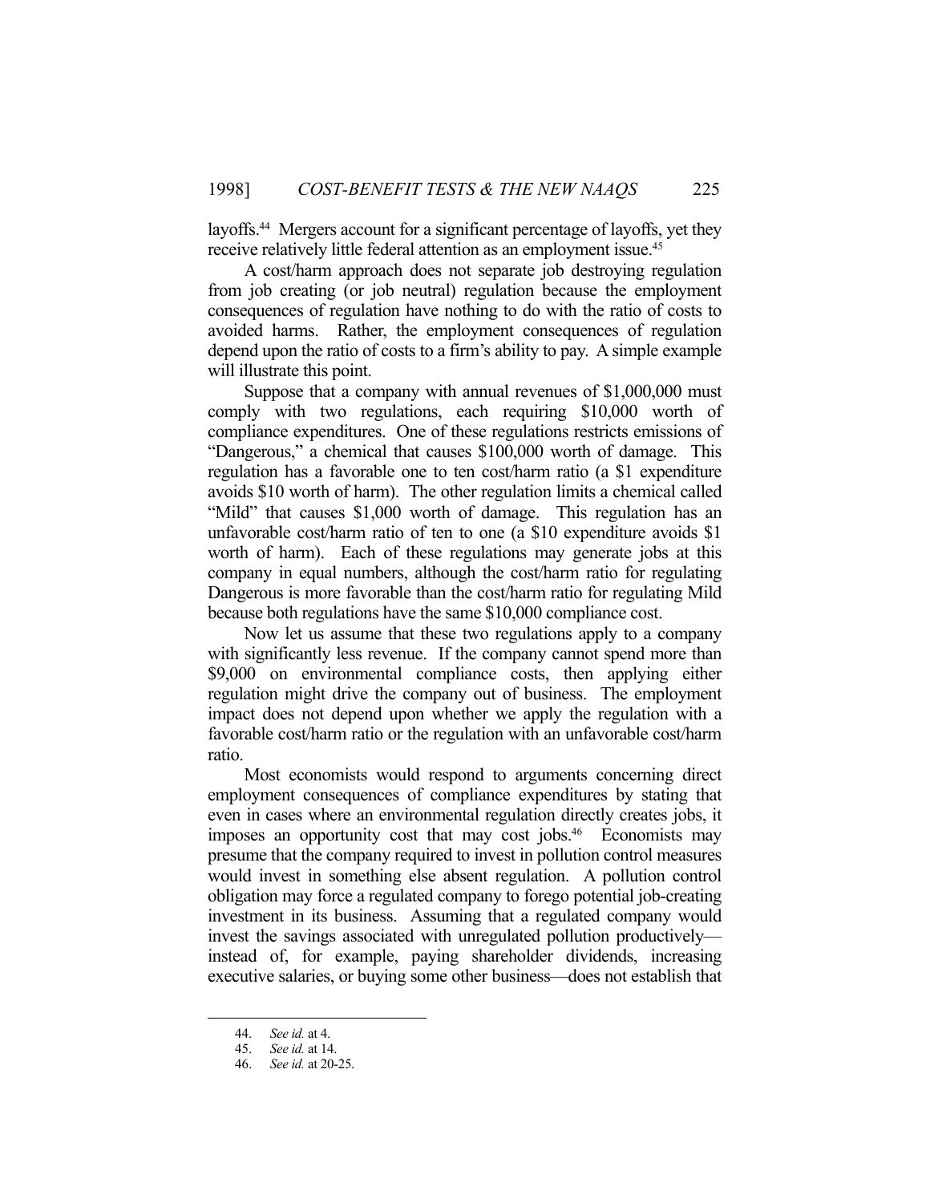layoffs.[44] Mergers account for a significant percentage of layoffs, yet they receive relatively little federal attention as an employment issue.[45]

A cost/harm approach does not separate job destroying regulation from job creating (or job neutral) regulation because the employment consequences of regulation have nothing to do with the ratio of costs to avoided harms. Rather, the employment consequences of regulation depend upon the ratio of costs to a firm's ability to pay. A simple example will illustrate this point.

Suppose that a company with annual revenues of $1,000,000 must comply with two regulations, each requiring $10,000 worth of compliance expenditures. One of these regulations restricts emissions of "Dangerous," a chemical that causes $100,000 worth of damage. This regulation has a favorable one to ten cost/harm ratio (a $1 expenditure avoids $10 worth of harm). The other regulation limits a chemical called "Mild" that causes $1,000 worth of damage. This regulation has an unfavorable cost/harm ratio of ten to one (a $10 expenditure avoids $1 worth of harm). Each of these regulations may generate jobs at this company in equal numbers, although the cost/harm ratio for regulating Dangerous is more favorable than the cost/harm ratio for regulating Mild because both regulations have the same $10,000 compliance cost.

Now let us assume that these two regulations apply to a company with significantly less revenue. If the company cannot spend more than $9,000 on environmental compliance costs, then applying either regulation might drive the company out of business. The employment impact does not depend upon whether we apply the regulation with a favorable cost/harm ratio or the regulation with an unfavorable cost/harm ratio.

Most economists would respond to arguments concerning direct employment consequences of compliance expenditures by stating that even in cases where an environmental regulation directly creates jobs, it imposes an opportunity cost that may cost jobs.[46] Economists may presume that the company required to invest in pollution control measures would invest in something else absent regulation. A pollution control obligation may force a regulated company to forego potential job-creating investment in its business. Assuming that a regulated company would invest the savings associated with unregulated pollution productively—instead of, for example, paying shareholder dividends, increasing executive salaries, or buying some other business—does not establish that

---

44. *See id.* at 4.

45. *See id.* at 14.

46. *See id.* at 20-25.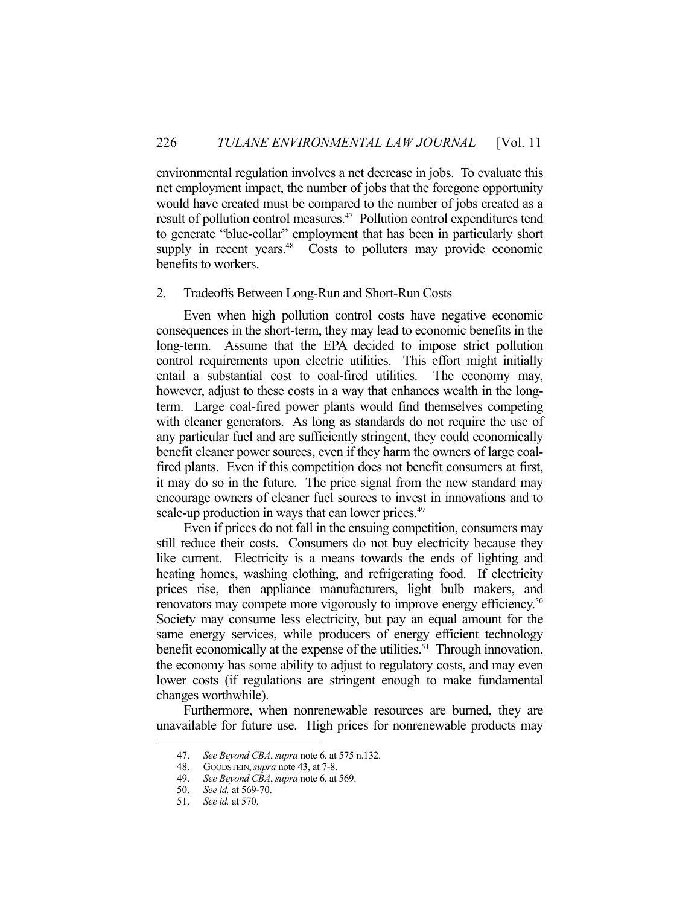environmental regulation involves a net decrease in jobs. To evaluate this net employment impact, the number of jobs that the foregone opportunity would have created must be compared to the number of jobs created as a result of pollution control measures.[47] Pollution control expenditures tend to generate "blue-collar" employment that has been in particularly short supply in recent years.[48] Costs to polluters may provide economic benefits to workers.

### 2. Tradeoffs Between Long-Run and Short-Run Costs

Even when high pollution control costs have negative economic consequences in the short-term, they may lead to economic benefits in the long-term. Assume that the EPA decided to impose strict pollution control requirements upon electric utilities. This effort might initially entail a substantial cost to coal-fired utilities. The economy may, however, adjust to these costs in a way that enhances wealth in the long-term. Large coal-fired power plants would find themselves competing with cleaner generators. As long as standards do not require the use of any particular fuel and are sufficiently stringent, they could economically benefit cleaner power sources, even if they harm the owners of large coal-fired plants. Even if this competition does not benefit consumers at first, it may do so in the future. The price signal from the new standard may encourage owners of cleaner fuel sources to invest in innovations and to scale-up production in ways that can lower prices.[49]

Even if prices do not fall in the ensuing competition, consumers may still reduce their costs. Consumers do not buy electricity because they like current. Electricity is a means towards the ends of lighting and heating homes, washing clothing, and refrigerating food. If electricity prices rise, then appliance manufacturers, light bulb makers, and renovators may compete more vigorously to improve energy efficiency.[50] Society may consume less electricity, but pay an equal amount for the same energy services, while producers of energy efficient technology benefit economically at the expense of the utilities.[51] Through innovation, the economy has some ability to adjust to regulatory costs, and may even lower costs (if regulations are stringent enough to make fundamental changes worthwhile).

Furthermore, when nonrenewable resources are burned, they are unavailable for future use. High prices for nonrenewable products may

---

47. *See Beyond CBA*, *supra* note 6, at 575 n.132.
48. GOODSTEIN, *supra* note 43, at 7-8.
49. *See Beyond CBA*, *supra* note 6, at 569.
50. *See id.* at 569-70.
51. *See id.* at 570.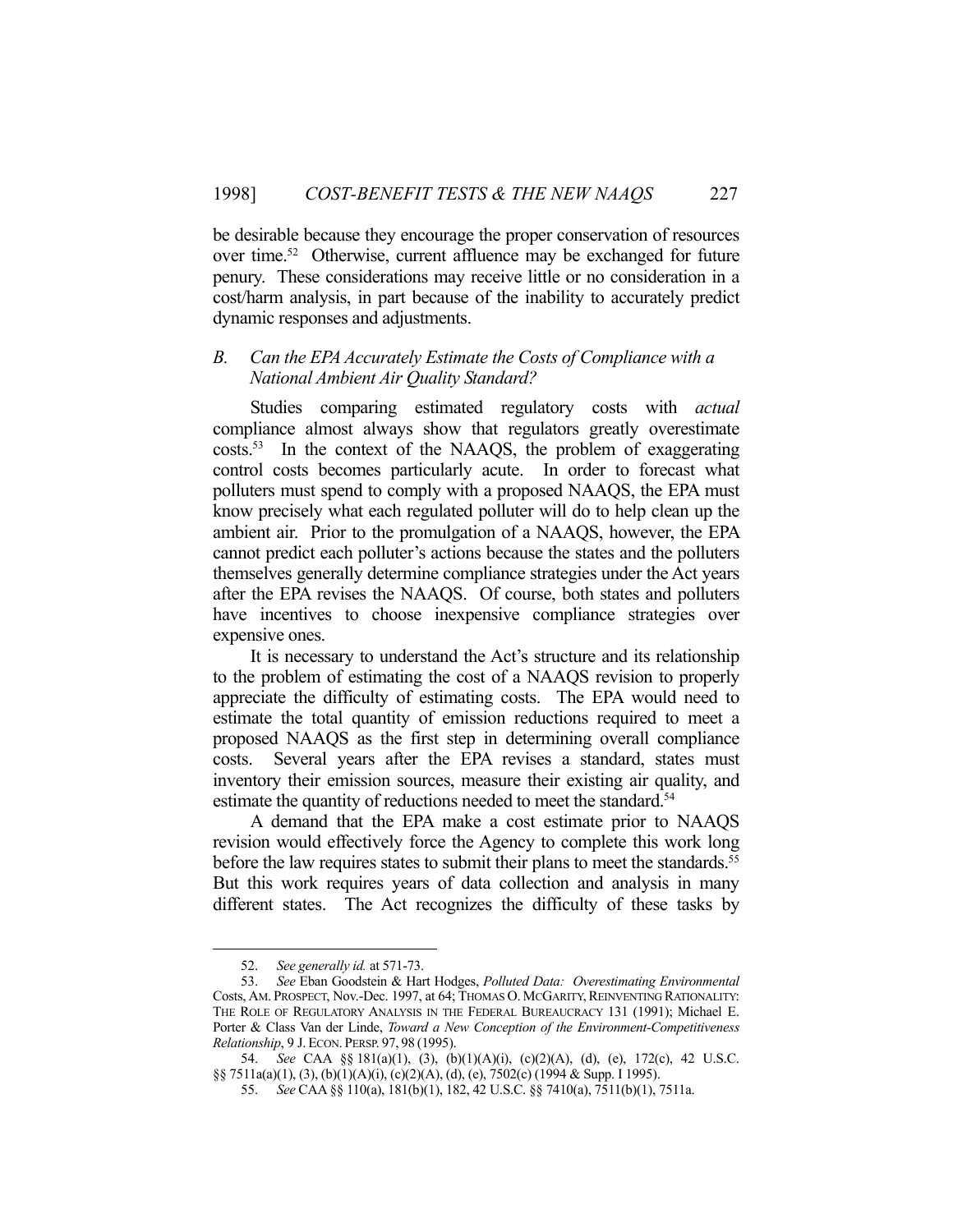be desirable because they encourage the proper conservation of resources over time.[52] Otherwise, current affluence may be exchanged for future penury. These considerations may receive little or no consideration in a cost/harm analysis, in part because of the inability to accurately predict dynamic responses and adjustments.

### B. *Can the EPA Accurately Estimate the Costs of Compliance with a National Ambient Air Quality Standard?*

Studies comparing estimated regulatory costs with *actual* compliance almost always show that regulators greatly overestimate costs.[53] In the context of the NAAQS, the problem of exaggerating control costs becomes particularly acute. In order to forecast what polluters must spend to comply with a proposed NAAQS, the EPA must know precisely what each regulated polluter will do to help clean up the ambient air. Prior to the promulgation of a NAAQS, however, the EPA cannot predict each polluter's actions because the states and the polluters themselves generally determine compliance strategies under the Act years after the EPA revises the NAAQS. Of course, both states and polluters have incentives to choose inexpensive compliance strategies over expensive ones.

It is necessary to understand the Act's structure and its relationship to the problem of estimating the cost of a NAAQS revision to properly appreciate the difficulty of estimating costs. The EPA would need to estimate the total quantity of emission reductions required to meet a proposed NAAQS as the first step in determining overall compliance costs. Several years after the EPA revises a standard, states must inventory their emission sources, measure their existing air quality, and estimate the quantity of reductions needed to meet the standard.[54]

A demand that the EPA make a cost estimate prior to NAAQS revision would effectively force the Agency to complete this work long before the law requires states to submit their plans to meet the standards.[55] But this work requires years of data collection and analysis in many different states. The Act recognizes the difficulty of these tasks by

---

52. *See generally id.* at 571-73.

53. *See* Eban Goodstein & Hart Hodges, *Polluted Data: Overestimating Environmental* Costs, AM. PROSPECT, Nov.-Dec. 1997, at 64; THOMAS O. MCGARITY, REINVENTING RATIONALITY: THE ROLE OF REGULATORY ANALYSIS IN THE FEDERAL BUREAUCRACY 131 (1991); Michael E. Porter & Class Van der Linde, *Toward a New Conception of the Environment-Competitiveness Relationship*, 9 J. ECON. PERSP. 97, 98 (1995).

54. *See* CAA §§ 181(a)(1), (3), (b)(1)(A)(i), (c)(2)(A), (d), (e), 172(c), 42 U.S.C. §§ 7511a(a)(1), (3), (b)(1)(A)(i), (c)(2)(A), (d), (e), 7502(c) (1994 & Supp. I 1995).

55. *See* CAA §§ 110(a), 181(b)(1), 182, 42 U.S.C. §§ 7410(a), 7511(b)(1), 7511a.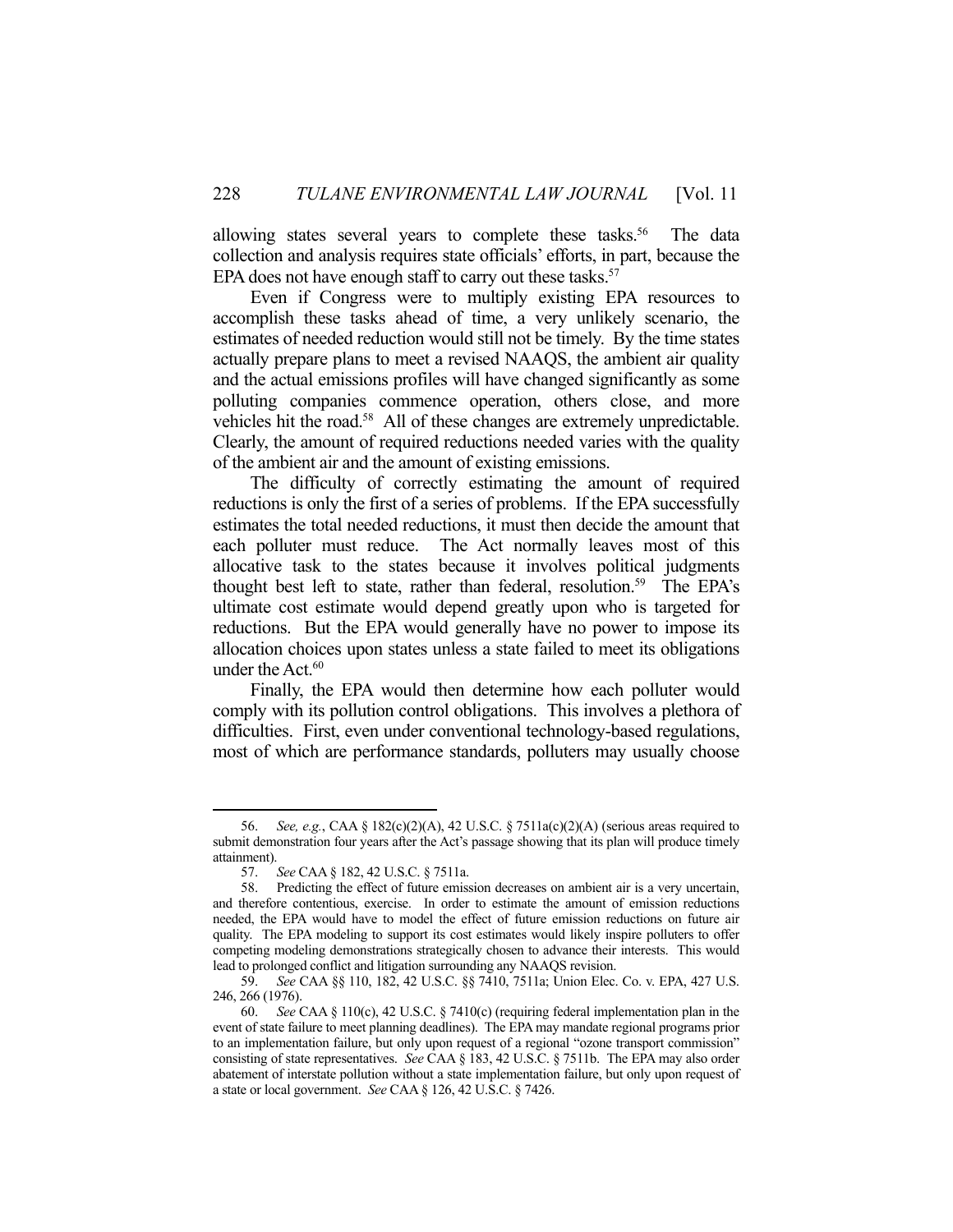allowing states several years to complete these tasks.[56] The data collection and analysis requires state officials' efforts, in part, because the EPA does not have enough staff to carry out these tasks.[57]

Even if Congress were to multiply existing EPA resources to accomplish these tasks ahead of time, a very unlikely scenario, the estimates of needed reduction would still not be timely. By the time states actually prepare plans to meet a revised NAAQS, the ambient air quality and the actual emissions profiles will have changed significantly as some polluting companies commence operation, others close, and more vehicles hit the road.[58] All of these changes are extremely unpredictable. Clearly, the amount of required reductions needed varies with the quality of the ambient air and the amount of existing emissions.

The difficulty of correctly estimating the amount of required reductions is only the first of a series of problems. If the EPA successfully estimates the total needed reductions, it must then decide the amount that each polluter must reduce. The Act normally leaves most of this allocative task to the states because it involves political judgments thought best left to state, rather than federal, resolution.[59] The EPA's ultimate cost estimate would depend greatly upon who is targeted for reductions. But the EPA would generally have no power to impose its allocation choices upon states unless a state failed to meet its obligations under the Act.[60]

Finally, the EPA would then determine how each polluter would comply with its pollution control obligations. This involves a plethora of difficulties. First, even under conventional technology-based regulations, most of which are performance standards, polluters may usually choose

---

56. *See, e.g.*, CAA § 182(c)(2)(A), 42 U.S.C. § 7511a(c)(2)(A) (serious areas required to submit demonstration four years after the Act's passage showing that its plan will produce timely attainment).

57. *See* CAA § 182, 42 U.S.C. § 7511a.

58. Predicting the effect of future emission decreases on ambient air is a very uncertain, and therefore contentious, exercise. In order to estimate the amount of emission reductions needed, the EPA would have to model the effect of future emission reductions on future air quality. The EPA modeling to support its cost estimates would likely inspire polluters to offer competing modeling demonstrations strategically chosen to advance their interests. This would lead to prolonged conflict and litigation surrounding any NAAQS revision.

59. *See* CAA §§ 110, 182, 42 U.S.C. §§ 7410, 7511a; Union Elec. Co. v. EPA, 427 U.S. 246, 266 (1976).

60. *See* CAA § 110(c), 42 U.S.C. § 7410(c) (requiring federal implementation plan in the event of state failure to meet planning deadlines). The EPA may mandate regional programs prior to an implementation failure, but only upon request of a regional "ozone transport commission" consisting of state representatives. *See* CAA § 183, 42 U.S.C. § 7511b. The EPA may also order abatement of interstate pollution without a state implementation failure, but only upon request of a state or local government. *See* CAA § 126, 42 U.S.C. § 7426.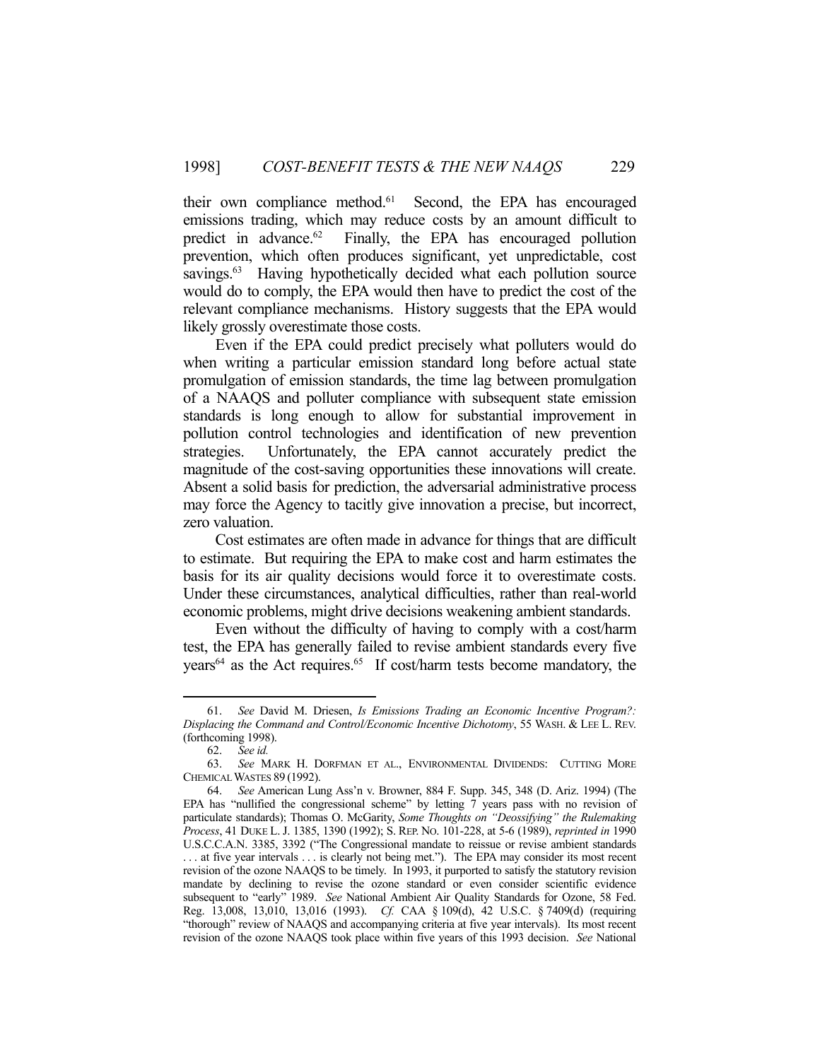their own compliance method.[61] Second, the EPA has encouraged emissions trading, which may reduce costs by an amount difficult to predict in advance.[62] Finally, the EPA has encouraged pollution prevention, which often produces significant, yet unpredictable, cost savings.[63] Having hypothetically decided what each pollution source would do to comply, the EPA would then have to predict the cost of the relevant compliance mechanisms. History suggests that the EPA would likely grossly overestimate those costs.

Even if the EPA could predict precisely what polluters would do when writing a particular emission standard long before actual state promulgation of emission standards, the time lag between promulgation of a NAAQS and polluter compliance with subsequent state emission standards is long enough to allow for substantial improvement in pollution control technologies and identification of new prevention strategies. Unfortunately, the EPA cannot accurately predict the magnitude of the cost-saving opportunities these innovations will create. Absent a solid basis for prediction, the adversarial administrative process may force the Agency to tacitly give innovation a precise, but incorrect, zero valuation.

Cost estimates are often made in advance for things that are difficult to estimate. But requiring the EPA to make cost and harm estimates the basis for its air quality decisions would force it to overestimate costs. Under these circumstances, analytical difficulties, rather than real-world economic problems, might drive decisions weakening ambient standards.

Even without the difficulty of having to comply with a cost/harm test, the EPA has generally failed to revise ambient standards every five years[64] as the Act requires.[65] If cost/harm tests become mandatory, the

---

61. *See* David M. Driesen, *Is Emissions Trading an Economic Incentive Program?: Displacing the Command and Control/Economic Incentive Dichotomy*, 55 WASH. & LEE L. REV. (forthcoming 1998).

62. *See id.*

63. *See* MARK H. DORFMAN ET AL., ENVIRONMENTAL DIVIDENDS: CUTTING MORE CHEMICAL WASTES 89 (1992).

64. *See* American Lung Ass'n v. Browner, 884 F. Supp. 345, 348 (D. Ariz. 1994) (The EPA has "nullified the congressional scheme" by letting 7 years pass with no revision of particulate standards); Thomas O. McGarity, *Some Thoughts on "Deossifying" the Rulemaking Process*, 41 DUKE L. J. 1385, 1390 (1992); S. REP. NO. 101-228, at 5-6 (1989), *reprinted in* 1990 U.S.C.C.A.N. 3385, 3392 ("The Congressional mandate to reissue or revise ambient standards . . . at five year intervals . . . is clearly not being met."). The EPA may consider its most recent revision of the ozone NAAQS to be timely. In 1993, it purported to satisfy the statutory revision mandate by declining to revise the ozone standard or even consider scientific evidence subsequent to "early" 1989. *See* National Ambient Air Quality Standards for Ozone, 58 Fed. Reg. 13,008, 13,010, 13,016 (1993). *Cf.* CAA § 109(d), 42 U.S.C. § 7409(d) (requiring "thorough" review of NAAQS and accompanying criteria at five year intervals). Its most recent revision of the ozone NAAQS took place within five years of this 1993 decision. *See* National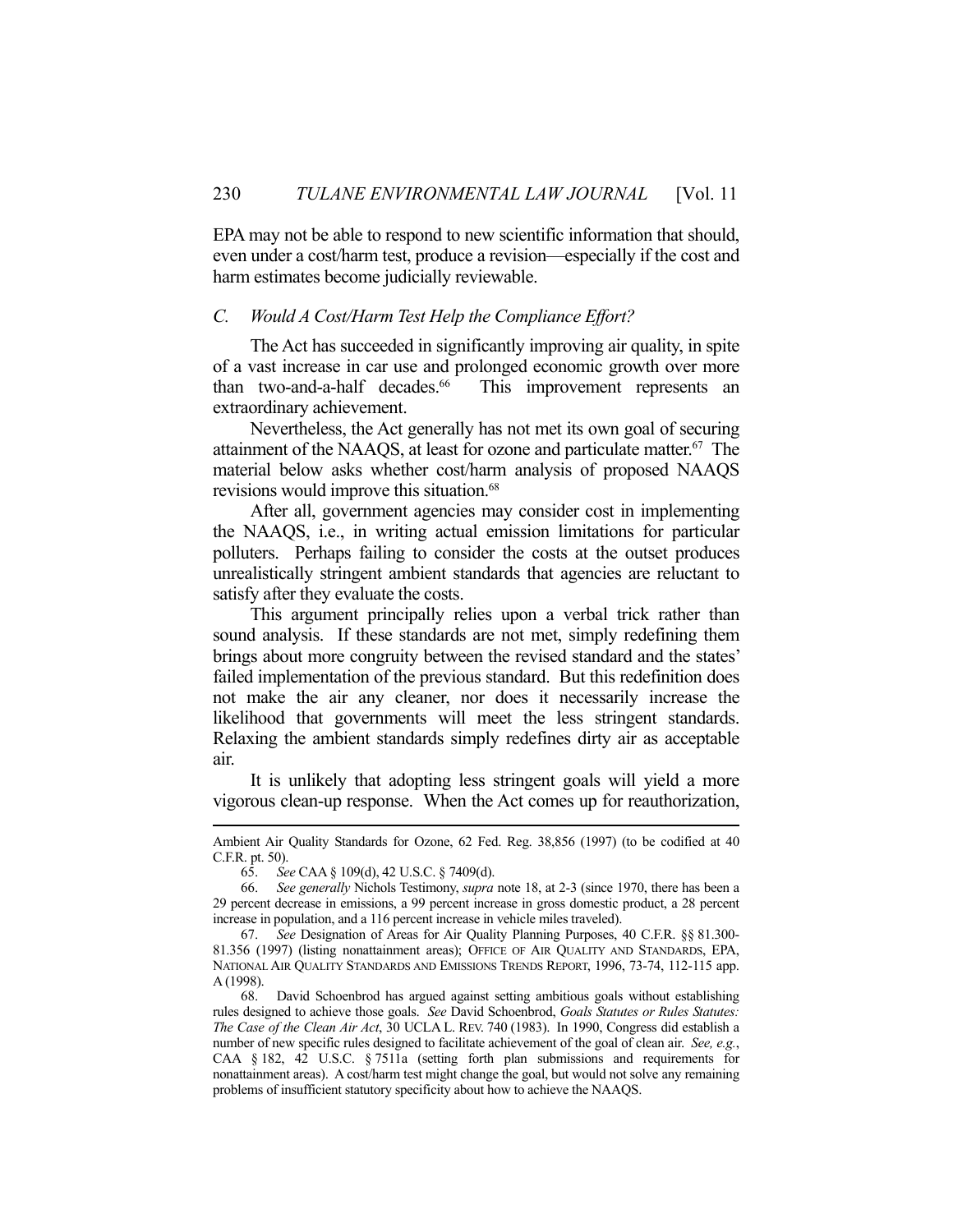EPA may not be able to respond to new scientific information that should, even under a cost/harm test, produce a revision—especially if the cost and harm estimates become judicially reviewable.

### *C. Would A Cost/Harm Test Help the Compliance Effort?*

The Act has succeeded in significantly improving air quality, in spite of a vast increase in car use and prolonged economic growth over more than two-and-a-half decades.[66] This improvement represents an extraordinary achievement.

Nevertheless, the Act generally has not met its own goal of securing attainment of the NAAQS, at least for ozone and particulate matter.[67] The material below asks whether cost/harm analysis of proposed NAAQS revisions would improve this situation.[68]

After all, government agencies may consider cost in implementing the NAAQS, i.e., in writing actual emission limitations for particular polluters. Perhaps failing to consider the costs at the outset produces unrealistically stringent ambient standards that agencies are reluctant to satisfy after they evaluate the costs.

This argument principally relies upon a verbal trick rather than sound analysis. If these standards are not met, simply redefining them brings about more congruity between the revised standard and the states' failed implementation of the previous standard. But this redefinition does not make the air any cleaner, nor does it necessarily increase the likelihood that governments will meet the less stringent standards. Relaxing the ambient standards simply redefines dirty air as acceptable air.

It is unlikely that adopting less stringent goals will yield a more vigorous clean-up response. When the Act comes up for reauthorization,

---

Ambient Air Quality Standards for Ozone, 62 Fed. Reg. 38,856 (1997) (to be codified at 40 C.F.R. pt. 50).

65. *See* CAA § 109(d), 42 U.S.C. § 7409(d).

66. *See generally* Nichols Testimony, *supra* note 18, at 2-3 (since 1970, there has been a 29 percent decrease in emissions, a 99 percent increase in gross domestic product, a 28 percent increase in population, and a 116 percent increase in vehicle miles traveled).

67. *See* Designation of Areas for Air Quality Planning Purposes, 40 C.F.R. §§ 81.300-81.356 (1997) (listing nonattainment areas); OFFICE OF AIR QUALITY AND STANDARDS, EPA, NATIONAL AIR QUALITY STANDARDS AND EMISSIONS TRENDS REPORT, 1996, 73-74, 112-115 app. A (1998).

68. David Schoenbrod has argued against setting ambitious goals without establishing rules designed to achieve those goals. *See* David Schoenbrod, *Goals Statutes or Rules Statutes: The Case of the Clean Air Act*, 30 UCLA L. REV. 740 (1983). In 1990, Congress did establish a number of new specific rules designed to facilitate achievement of the goal of clean air. *See, e.g.*, CAA § 182, 42 U.S.C. § 7511a (setting forth plan submissions and requirements for nonattainment areas). A cost/harm test might change the goal, but would not solve any remaining problems of insufficient statutory specificity about how to achieve the NAAQS.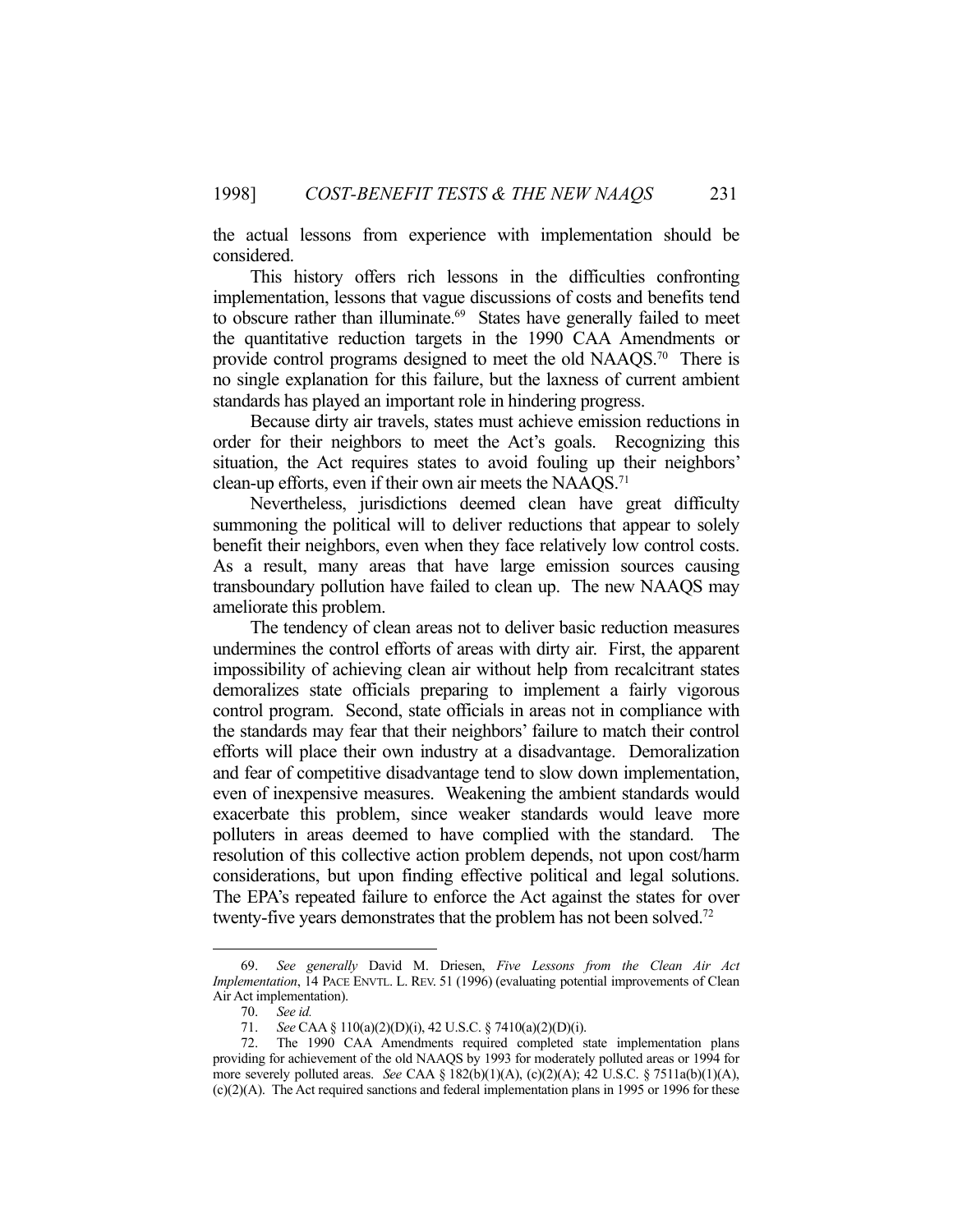the actual lessons from experience with implementation should be considered.

This history offers rich lessons in the difficulties confronting implementation, lessons that vague discussions of costs and benefits tend to obscure rather than illuminate.[69] States have generally failed to meet the quantitative reduction targets in the 1990 CAA Amendments or provide control programs designed to meet the old NAAQS.[70] There is no single explanation for this failure, but the laxness of current ambient standards has played an important role in hindering progress.

Because dirty air travels, states must achieve emission reductions in order for their neighbors to meet the Act's goals. Recognizing this situation, the Act requires states to avoid fouling up their neighbors' clean-up efforts, even if their own air meets the NAAQS.[71]

Nevertheless, jurisdictions deemed clean have great difficulty summoning the political will to deliver reductions that appear to solely benefit their neighbors, even when they face relatively low control costs. As a result, many areas that have large emission sources causing transboundary pollution have failed to clean up. The new NAAQS may ameliorate this problem.

The tendency of clean areas not to deliver basic reduction measures undermines the control efforts of areas with dirty air. First, the apparent impossibility of achieving clean air without help from recalcitrant states demoralizes state officials preparing to implement a fairly vigorous control program. Second, state officials in areas not in compliance with the standards may fear that their neighbors' failure to match their control efforts will place their own industry at a disadvantage. Demoralization and fear of competitive disadvantage tend to slow down implementation, even of inexpensive measures. Weakening the ambient standards would exacerbate this problem, since weaker standards would leave more polluters in areas deemed to have complied with the standard. The resolution of this collective action problem depends, not upon cost/harm considerations, but upon finding effective political and legal solutions. The EPA's repeated failure to enforce the Act against the states for over twenty-five years demonstrates that the problem has not been solved.[72]

---

69. *See generally* David M. Driesen, *Five Lessons from the Clean Air Act Implementation*, 14 PACE ENVTL. L. REV. 51 (1996) (evaluating potential improvements of Clean Air Act implementation).

70. *See id.*

71. *See* CAA § 110(a)(2)(D)(i), 42 U.S.C. § 7410(a)(2)(D)(i).

72. The 1990 CAA Amendments required completed state implementation plans providing for achievement of the old NAAQS by 1993 for moderately polluted areas or 1994 for more severely polluted areas. *See* CAA § 182(b)(1)(A), (c)(2)(A); 42 U.S.C. § 7511a(b)(1)(A), (c)(2)(A). The Act required sanctions and federal implementation plans in 1995 or 1996 for these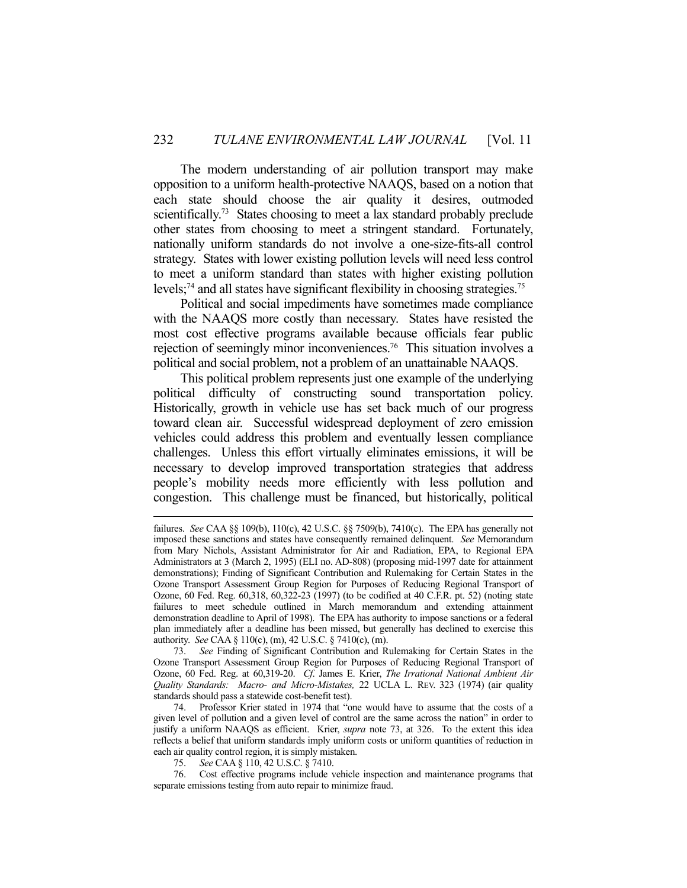The modern understanding of air pollution transport may make opposition to a uniform health-protective NAAQS, based on a notion that each state should choose the air quality it desires, outmoded scientifically.[73] States choosing to meet a lax standard probably preclude other states from choosing to meet a stringent standard. Fortunately, nationally uniform standards do not involve a one-size-fits-all control strategy. States with lower existing pollution levels will need less control to meet a uniform standard than states with higher existing pollution levels;[74] and all states have significant flexibility in choosing strategies.[75]

Political and social impediments have sometimes made compliance with the NAAQS more costly than necessary. States have resisted the most cost effective programs available because officials fear public rejection of seemingly minor inconveniences.[76] This situation involves a political and social problem, not a problem of an unattainable NAAQS.

This political problem represents just one example of the underlying political difficulty of constructing sound transportation policy. Historically, growth in vehicle use has set back much of our progress toward clean air. Successful widespread deployment of zero emission vehicles could address this problem and eventually lessen compliance challenges. Unless this effort virtually eliminates emissions, it will be necessary to develop improved transportation strategies that address people's mobility needs more efficiently with less pollution and congestion. This challenge must be financed, but historically, political

---

failures. *See* CAA §§ 109(b), 110(c), 42 U.S.C. §§ 7509(b), 7410(c). The EPA has generally not imposed these sanctions and states have consequently remained delinquent. *See* Memorandum from Mary Nichols, Assistant Administrator for Air and Radiation, EPA, to Regional EPA Administrators at 3 (March 2, 1995) (ELI no. AD-808) (proposing mid-1997 date for attainment demonstrations); Finding of Significant Contribution and Rulemaking for Certain States in the Ozone Transport Assessment Group Region for Purposes of Reducing Regional Transport of Ozone, 60 Fed. Reg. 60,318, 60,322-23 (1997) (to be codified at 40 C.F.R. pt. 52) (noting state failures to meet schedule outlined in March memorandum and extending attainment demonstration deadline to April of 1998). The EPA has authority to impose sanctions or a federal plan immediately after a deadline has been missed, but generally has declined to exercise this authority. *See* CAA § 110(c), (m), 42 U.S.C. § 7410(c), (m).

73. *See* Finding of Significant Contribution and Rulemaking for Certain States in the Ozone Transport Assessment Group Region for Purposes of Reducing Regional Transport of Ozone, 60 Fed. Reg. at 60,319-20. *Cf.* James E. Krier, *The Irrational National Ambient Air Quality Standards: Macro- and Micro-Mistakes,* 22 UCLA L. REV. 323 (1974) (air quality standards should pass a statewide cost-benefit test).

74. Professor Krier stated in 1974 that "one would have to assume that the costs of a given level of pollution and a given level of control are the same across the nation" in order to justify a uniform NAAQS as efficient. Krier, *supra* note 73, at 326. To the extent this idea reflects a belief that uniform standards imply uniform costs or uniform quantities of reduction in each air quality control region, it is simply mistaken.

75. *See* CAA § 110, 42 U.S.C. § 7410.

76. Cost effective programs include vehicle inspection and maintenance programs that separate emissions testing from auto repair to minimize fraud.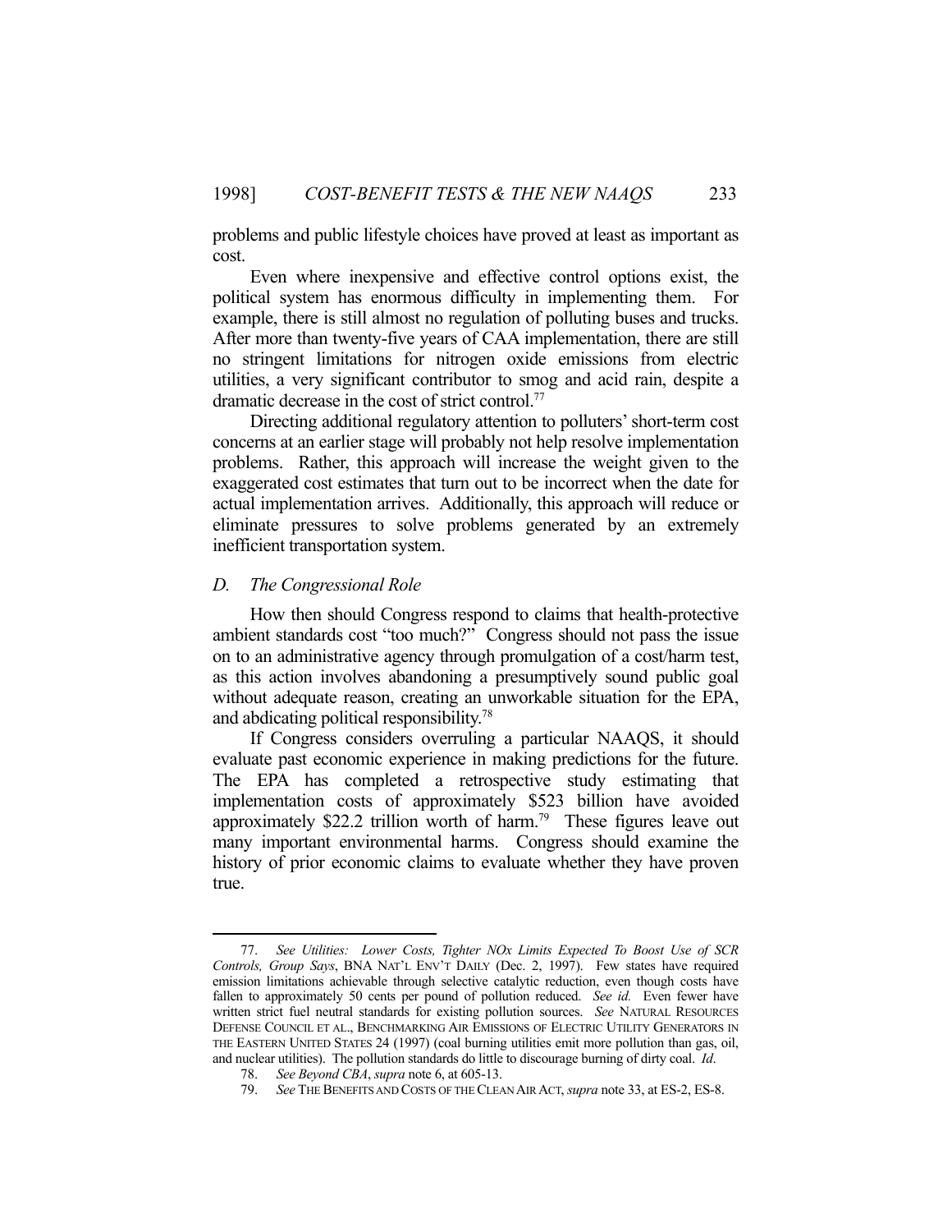problems and public lifestyle choices have proved at least as important as cost.

Even where inexpensive and effective control options exist, the political system has enormous difficulty in implementing them. For example, there is still almost no regulation of polluting buses and trucks. After more than twenty-five years of CAA implementation, there are still no stringent limitations for nitrogen oxide emissions from electric utilities, a very significant contributor to smog and acid rain, despite a dramatic decrease in the cost of strict control.[77]

Directing additional regulatory attention to polluters' short-term cost concerns at an earlier stage will probably not help resolve implementation problems. Rather, this approach will increase the weight given to the exaggerated cost estimates that turn out to be incorrect when the date for actual implementation arrives. Additionally, this approach will reduce or eliminate pressures to solve problems generated by an extremely inefficient transportation system.

### *D. The Congressional Role*

How then should Congress respond to claims that health-protective ambient standards cost "too much?" Congress should not pass the issue on to an administrative agency through promulgation of a cost/harm test, as this action involves abandoning a presumptively sound public goal without adequate reason, creating an unworkable situation for the EPA, and abdicating political responsibility.[78]

If Congress considers overruling a particular NAAQS, it should evaluate past economic experience in making predictions for the future. The EPA has completed a retrospective study estimating that implementation costs of approximately $523 billion have avoided approximately $22.2 trillion worth of harm.[79] These figures leave out many important environmental harms. Congress should examine the history of prior economic claims to evaluate whether they have proven true.

---

77. *See Utilities: Lower Costs, Tighter NOx Limits Expected To Boost Use of SCR Controls, Group Says*, BNA NAT'L ENV'T DAILY (Dec. 2, 1997). Few states have required emission limitations achievable through selective catalytic reduction, even though costs have fallen to approximately 50 cents per pound of pollution reduced. *See id.* Even fewer have written strict fuel neutral standards for existing pollution sources. *See* NATURAL RESOURCES DEFENSE COUNCIL ET AL., BENCHMARKING AIR EMISSIONS OF ELECTRIC UTILITY GENERATORS IN THE EASTERN UNITED STATES 24 (1997) (coal burning utilities emit more pollution than gas, oil, and nuclear utilities). The pollution standards do little to discourage burning of dirty coal. *Id*.

78. *See Beyond CBA*, *supra* note 6, at 605-13.

79. *See* THE BENEFITS AND COSTS OF THE CLEAN AIR ACT, *supra* note 33, at ES-2, ES-8.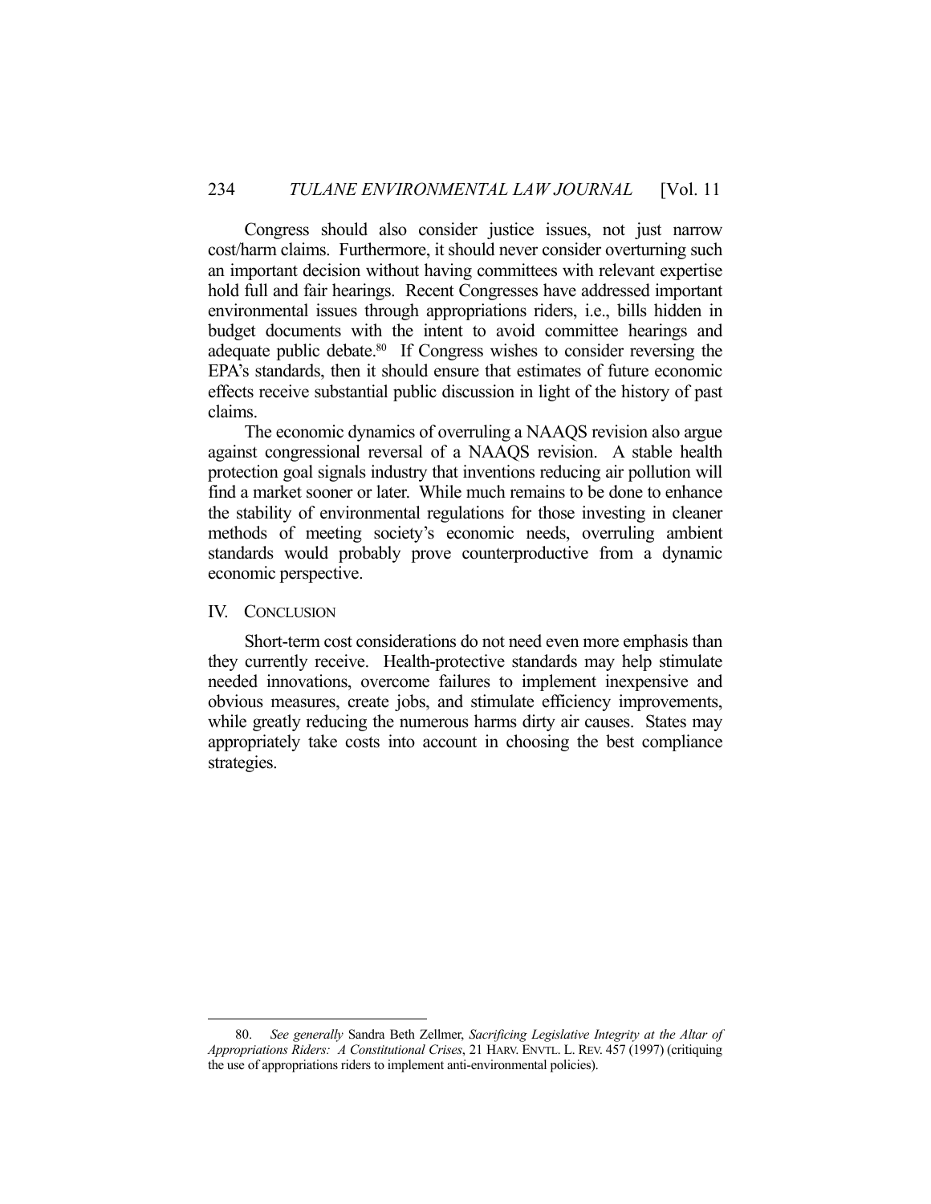Congress should also consider justice issues, not just narrow cost/harm claims. Furthermore, it should never consider overturning such an important decision without having committees with relevant expertise hold full and fair hearings. Recent Congresses have addressed important environmental issues through appropriations riders, i.e., bills hidden in budget documents with the intent to avoid committee hearings and adequate public debate.[80] If Congress wishes to consider reversing the EPA's standards, then it should ensure that estimates of future economic effects receive substantial public discussion in light of the history of past claims.

The economic dynamics of overruling a NAAQS revision also argue against congressional reversal of a NAAQS revision. A stable health protection goal signals industry that inventions reducing air pollution will find a market sooner or later. While much remains to be done to enhance the stability of environmental regulations for those investing in cleaner methods of meeting society's economic needs, overruling ambient standards would probably prove counterproductive from a dynamic economic perspective.

## IV. CONCLUSION

Short-term cost considerations do not need even more emphasis than they currently receive. Health-protective standards may help stimulate needed innovations, overcome failures to implement inexpensive and obvious measures, create jobs, and stimulate efficiency improvements, while greatly reducing the numerous harms dirty air causes. States may appropriately take costs into account in choosing the best compliance strategies.

---

80. *See generally* Sandra Beth Zellmer, *Sacrificing Legislative Integrity at the Altar of Appropriations Riders: A Constitutional Crises*, 21 HARV. ENVTL. L. REV. 457 (1997) (critiquing the use of appropriations riders to implement anti-environmental policies).